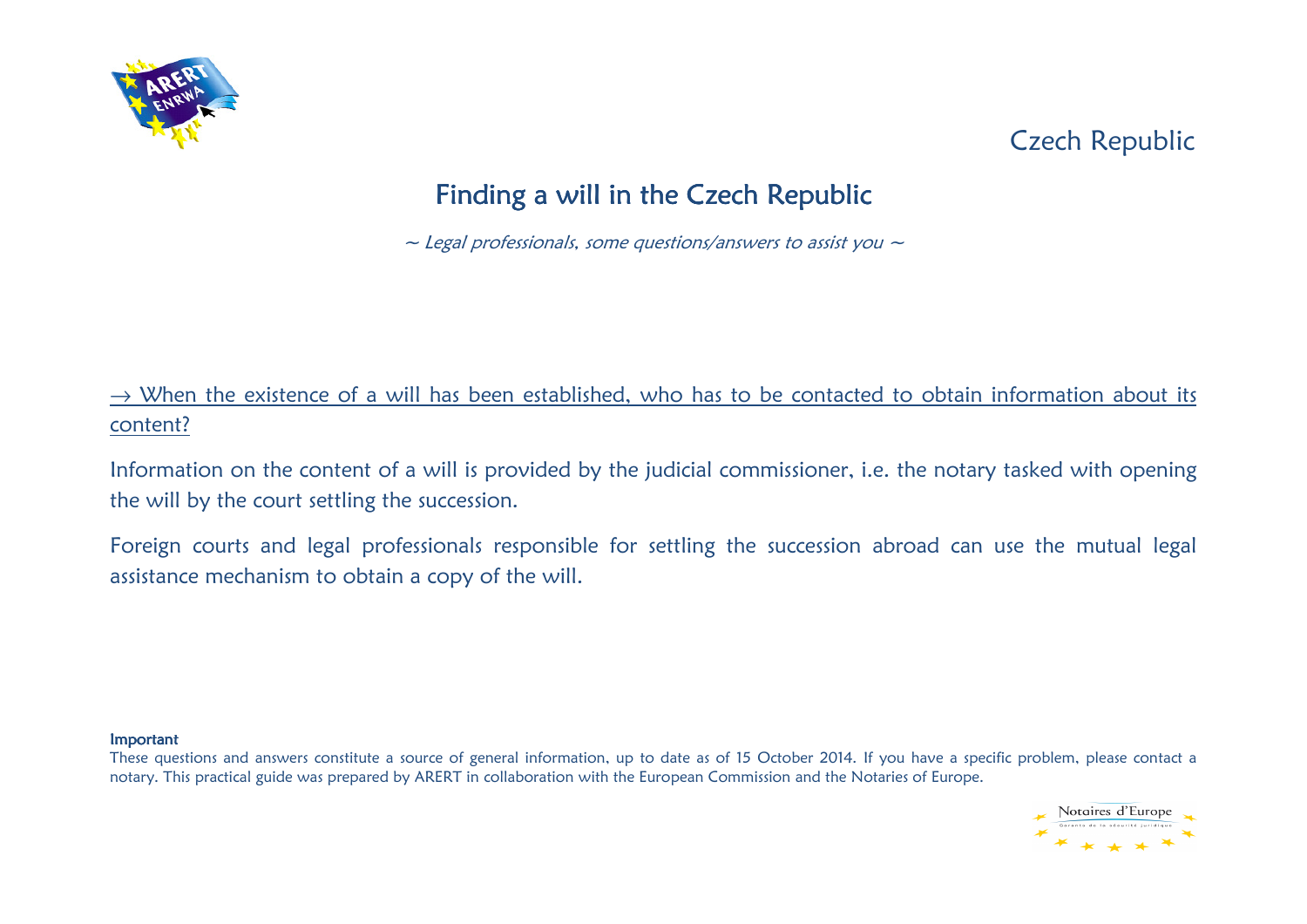Czech Republic

# Finding a will in the Czech Republic

*~ Legal professionals, some questions/answers to assist you ~*

→ When the existence of a will has been established, who has to be contacted to obtain information about its content?

Information on the content of a will is provided by the judicial commissioner, i.e. the notary tasked with opening the will by the court settling the succession.

Foreign courts and legal professionals responsible for settling the succession abroad can use the mutual legal assistance mechanism to obtain a copy of the will.

**Important**

These questions and answers constitute a source of general information, up to date as of 15 October 2014. If you have a specific problem, please contact a notary. This practical guide was prepared by ARERT in collaboration with the European Commission and the Notaries of Europe.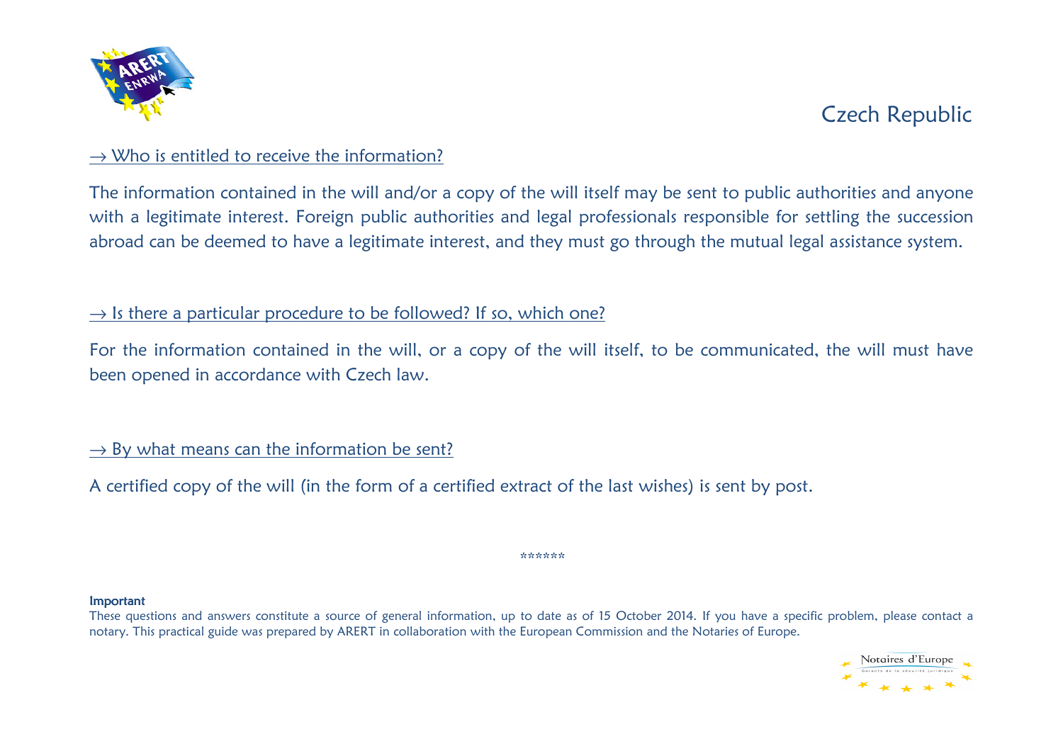Czech Republic

### → Who is entitled to receive the information?

The information contained in the will and/or a copy of the will itself may be sent to public authorities and anyone with a legitimate interest. Foreign public authorities and legal professionals responsible for settling the succession abroad can be deemed to have a legitimate interest, and they must go through the mutual legal assistance system.

### → Is there a particular procedure to be followed? If so, which one?

For the information contained in the will, or a copy of the will itself, to be communicated, the will must have been opened in accordance with Czech law.

### → By what means can the information be sent?

A certified copy of the will (in the form of a certified extract of the last wishes) is sent by post.

******

**Important**

These questions and answers constitute a source of general information, up to date as of 15 October 2014. If you have a specific problem, please contact a notary. This practical guide was prepared by ARERT in collaboration with the European Commission and the Notaries of Europe.